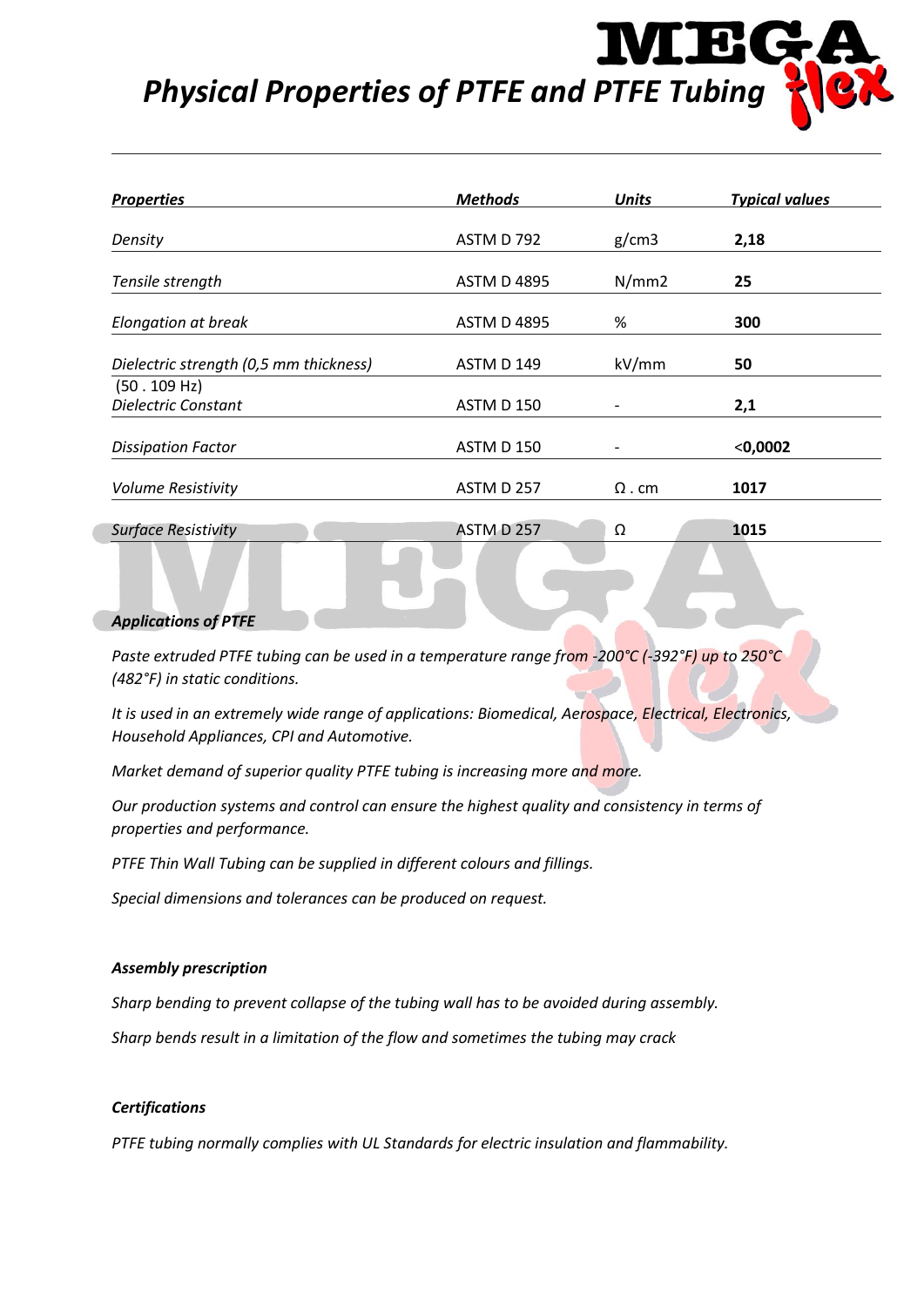# *Physical Properties of PTFE and PTFE Tubing*

| *Properties* | *Methods* | *Units* | *Typical values* |
|---|---|---|---|
| *Density* | ASTM D 792 | g/cm3 | **2,18** |
| *Tensile strength* | ASTM D 4895 | N/mm2 | **25** |
| *Elongation at break* | ASTM D 4895 | % | **300** |
| *Dielectric strength (0,5 mm thickness)* | ASTM D 149 | kV/mm | **50** |
| (50 . 109 Hz) *Dielectric Constant* | ASTM D 150 | - | **2,1** |
| *Dissipation Factor* | ASTM D 150 | - | **<0,0002** |
| *Volume Resistivity* | ASTM D 257 | Ω . cm | **1017** |
| *Surface Resistivity* | ASTM D 257 | Ω | **1015** |

### ***Applications of PTFE***

*Paste extruded PTFE tubing can be used in a temperature range from -200°C (-392°F) up to 250°C (482°F) in static conditions.*

*It is used in an extremely wide range of applications: Biomedical, Aerospace, Electrical, Electronics, Household Appliances, CPI and Automotive.*

*Market demand of superior quality PTFE tubing is increasing more and more.*

*Our production systems and control can ensure the highest quality and consistency in terms of properties and performance.*

*PTFE Thin Wall Tubing can be supplied in different colours and fillings.*

*Special dimensions and tolerances can be produced on request.*

### ***Assembly prescription***

*Sharp bending to prevent collapse of the tubing wall has to be avoided during assembly.*

*Sharp bends result in a limitation of the flow and sometimes the tubing may crack*

### ***Certifications***

*PTFE tubing normally complies with UL Standards for electric insulation and flammability.*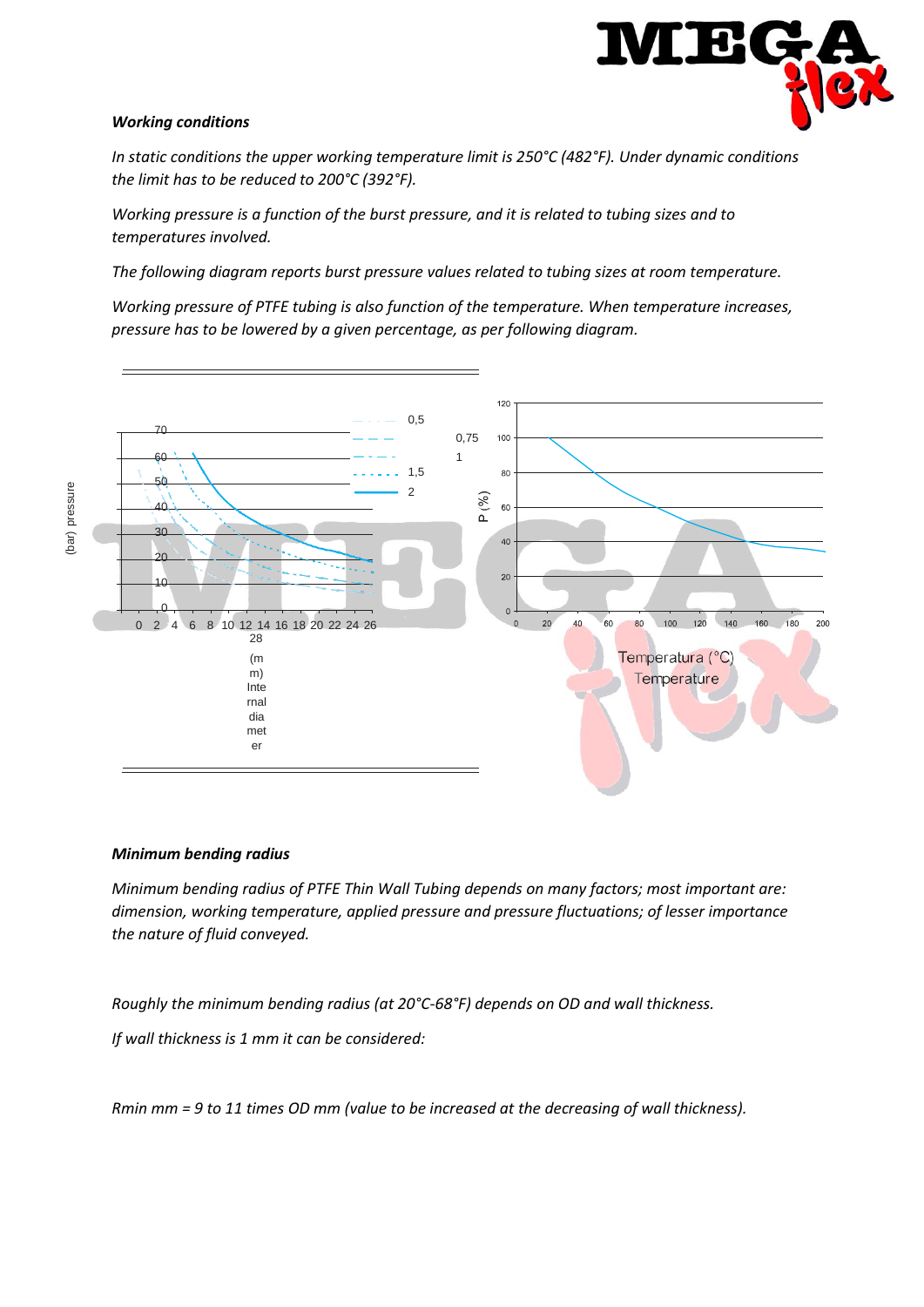#### *Working conditions*

*In static conditions the upper working temperature limit is 250°C (482°F). Under dynamic conditions the limit has to be reduced to 200°C (392°F).*

*Working pressure is a function of the burst pressure, and it is related to tubing sizes and to temperatures involved.*

*The following diagram reports burst pressure values related to tubing sizes at room temperature.*

*Working pressure of PTFE tubing is also function of the temperature. When temperature increases, pressure has to be lowered by a given percentage, as per following diagram.*

(bar) pressure

70
60
50
40
30
20
10
0

0 2 4 6 8 10 12 14 16 18 20 22 24 26 28

(mm) Internal diameter

0,5
0,75
1
1,5
2

P (%)

120
100
80
60
40
20
0

0 20 40 60 80 100 120 140 160 180 200

Temperatura (°C)
Temperature

#### *Minimum bending radius*

*Minimum bending radius of PTFE Thin Wall Tubing depends on many factors; most important are: dimension, working temperature, applied pressure and pressure fluctuations; of lesser importance the nature of fluid conveyed.*

*Roughly the minimum bending radius (at 20°C-68°F) depends on OD and wall thickness.*

*If wall thickness is 1 mm it can be considered:*

*Rmin mm = 9 to 11 times OD mm (value to be increased at the decreasing of wall thickness).*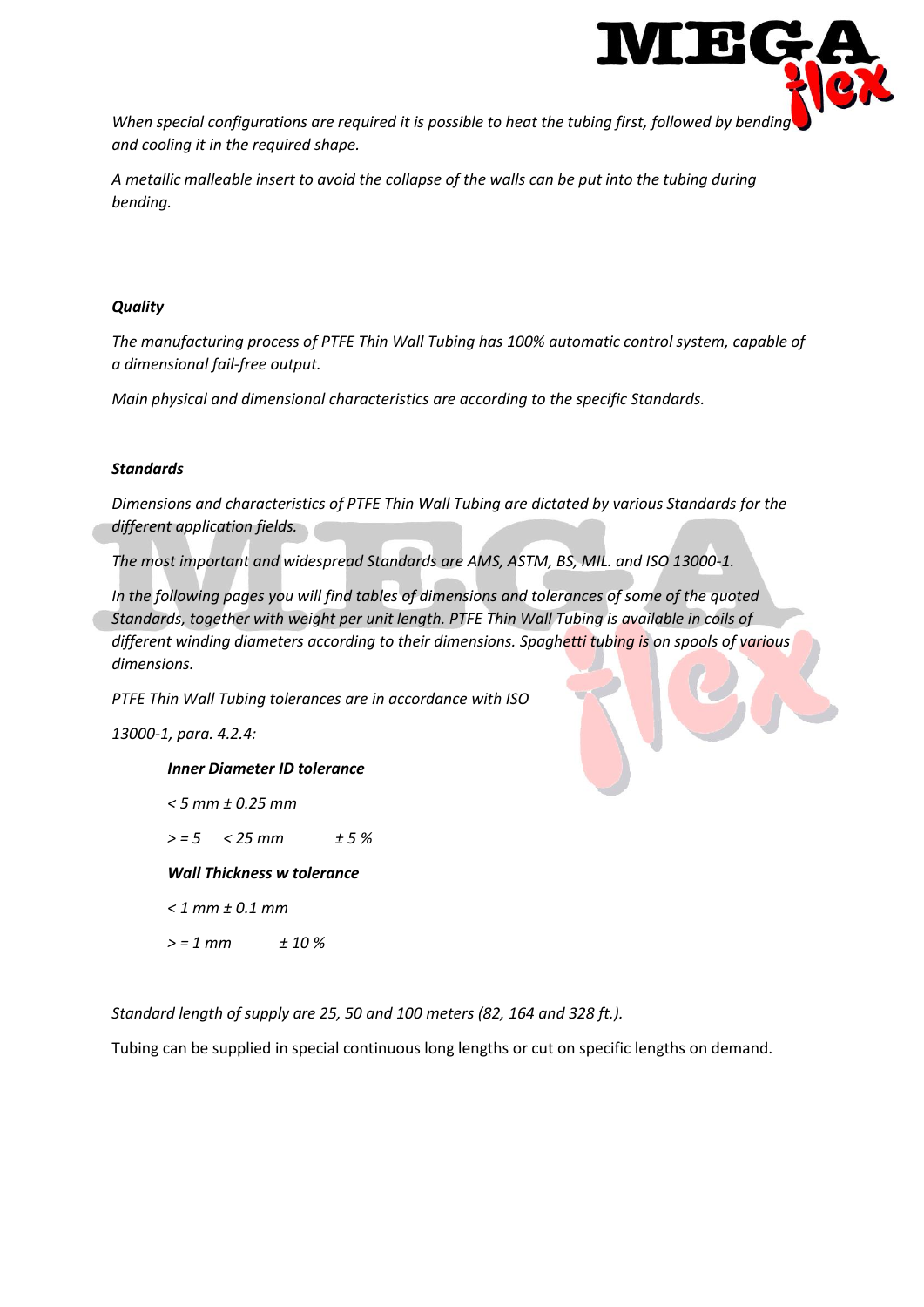*When special configurations are required it is possible to heat the tubing first, followed by bending and cooling it in the required shape.*

*A metallic malleable insert to avoid the collapse of the walls can be put into the tubing during bending.*

***Quality***

*The manufacturing process of PTFE Thin Wall Tubing has 100% automatic control system, capable of a dimensional fail-free output.*

*Main physical and dimensional characteristics are according to the specific Standards.*

***Standards***

*Dimensions and characteristics of PTFE Thin Wall Tubing are dictated by various Standards for the different application fields.*

*The most important and widespread Standards are AMS, ASTM, BS, MIL. and ISO 13000-1.*

*In the following pages you will find tables of dimensions and tolerances of some of the quoted Standards, together with weight per unit length. PTFE Thin Wall Tubing is available in coils of different winding diameters according to their dimensions. Spaghetti tubing is on spools of various dimensions.*

*PTFE Thin Wall Tubing tolerances are in accordance with ISO 13000-1, para. 4.2.4:*

***Inner Diameter ID tolerance***

*< 5 mm ± 0.25 mm*

*> = 5  < 25 mm  ± 5 %*

***Wall Thickness w tolerance***

*< 1 mm ± 0.1 mm*

*> = 1 mm  ± 10 %*

*Standard length of supply are 25, 50 and 100 meters (82, 164 and 328 ft.).*

Tubing can be supplied in special continuous long lengths or cut on specific lengths on demand.